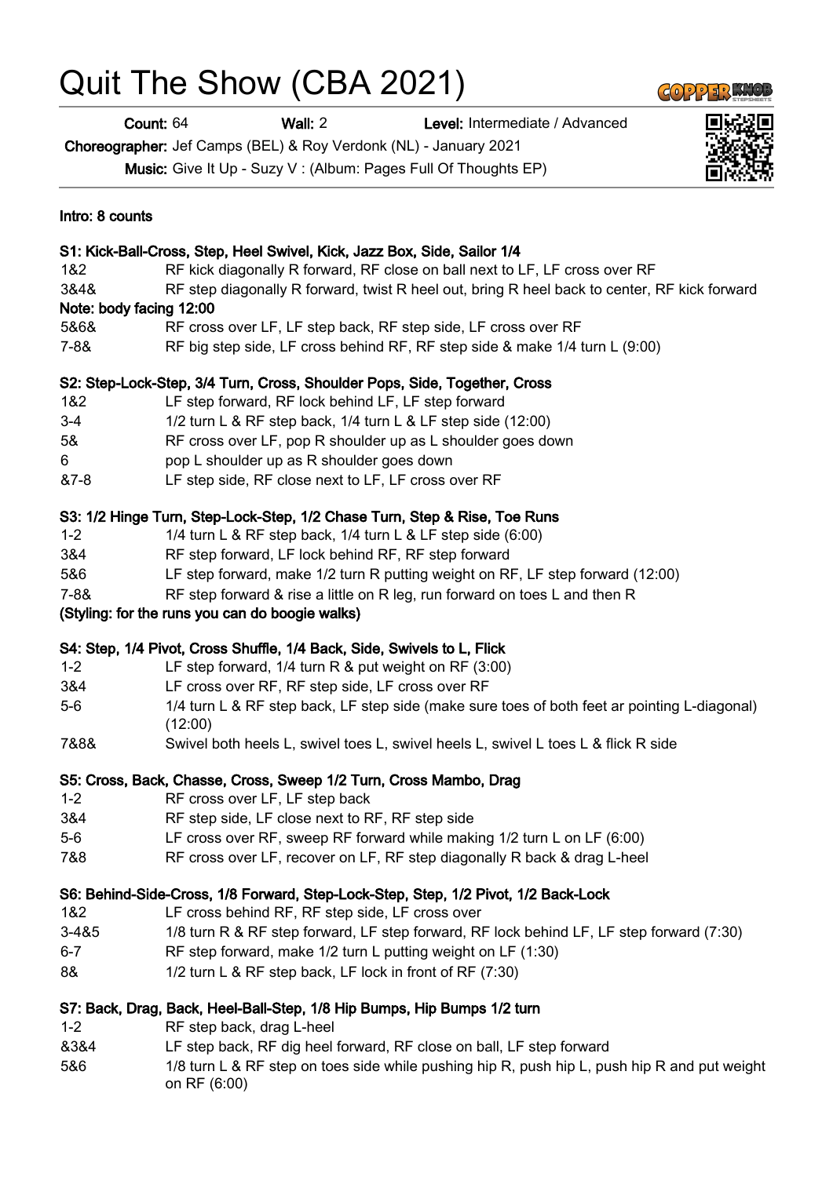# Quit The Show (CBA 2021)

**Count:** 64 **Wall:** 2 **Level:** Intermediate / Advanced

**Choreographer:** Jef Camps (BEL) & Roy Verdonk (NL) - January 2021

**Music:** Give It Up - Suzy V : (Album: Pages Full Of Thoughts EP)

**Intro: 8 counts**

**S1: Kick-Ball-Cross, Step, Heel Swivel, Kick, Jazz Box, Side, Sailor 1/4**

| | |
|---|---|
| 1&2 | RF kick diagonally R forward, RF close on ball next to LF, LF cross over RF |
| 3&4& | RF step diagonally R forward, twist R heel out, bring R heel back to center, RF kick forward |

**Note: body facing 12:00**

| | |
|---|---|
| 5&6& | RF cross over LF, LF step back, RF step side, LF cross over RF |
| 7-8& | RF big step side, LF cross behind RF, RF step side & make 1/4 turn L (9:00) |

**S2: Step-Lock-Step, 3/4 Turn, Cross, Shoulder Pops, Side, Together, Cross**

| | |
|---|---|
| 1&2 | LF step forward, RF lock behind LF, LF step forward |
| 3-4 | 1/2 turn L & RF step back, 1/4 turn L & LF step side (12:00) |
| 5& | RF cross over LF, pop R shoulder up as L shoulder goes down |
| 6 | pop L shoulder up as R shoulder goes down |
| &7-8 | LF step side, RF close next to LF, LF cross over RF |

**S3: 1/2 Hinge Turn, Step-Lock-Step, 1/2 Chase Turn, Step & Rise, Toe Runs**

| | |
|---|---|
| 1-2 | 1/4 turn L & RF step back, 1/4 turn L & LF step side (6:00) |
| 3&4 | RF step forward, LF lock behind RF, RF step forward |
| 5&6 | LF step forward, make 1/2 turn R putting weight on RF, LF step forward (12:00) |
| 7-8& | RF step forward & rise a little on R leg, run forward on toes L and then R |

**(Styling: for the runs you can do boogie walks)**

**S4: Step, 1/4 Pivot, Cross Shuffle, 1/4 Back, Side, Swivels to L, Flick**

| | |
|---|---|
| 1-2 | LF step forward, 1/4 turn R & put weight on RF (3:00) |
| 3&4 | LF cross over RF, RF step side, LF cross over RF |
| 5-6 | 1/4 turn L & RF step back, LF step side (make sure toes of both feet ar pointing L-diagonal) (12:00) |
| 7&8& | Swivel both heels L, swivel toes L, swivel heels L, swivel L toes L & flick R side |

**S5: Cross, Back, Chasse, Cross, Sweep 1/2 Turn, Cross Mambo, Drag**

| | |
|---|---|
| 1-2 | RF cross over LF, LF step back |
| 3&4 | RF step side, LF close next to RF, RF step side |
| 5-6 | LF cross over RF, sweep RF forward while making 1/2 turn L on LF (6:00) |
| 7&8 | RF cross over LF, recover on LF, RF step diagonally R back & drag L-heel |

**S6: Behind-Side-Cross, 1/8 Forward, Step-Lock-Step, Step, 1/2 Pivot, 1/2 Back-Lock**

| | |
|---|---|
| 1&2 | LF cross behind RF, RF step side, LF cross over |
| 3-4&5 | 1/8 turn R & RF step forward, LF step forward, RF lock behind LF, LF step forward (7:30) |
| 6-7 | RF step forward, make 1/2 turn L putting weight on LF (1:30) |
| 8& | 1/2 turn L & RF step back, LF lock in front of RF (7:30) |

**S7: Back, Drag, Back, Heel-Ball-Step, 1/8 Hip Bumps, Hip Bumps 1/2 turn**

| | |
|---|---|
| 1-2 | RF step back, drag L-heel |
| &3&4 | LF step back, RF dig heel forward, RF close on ball, LF step forward |
| 5&6 | 1/8 turn L & RF step on toes side while pushing hip R, push hip L, push hip R and put weight on RF (6:00) |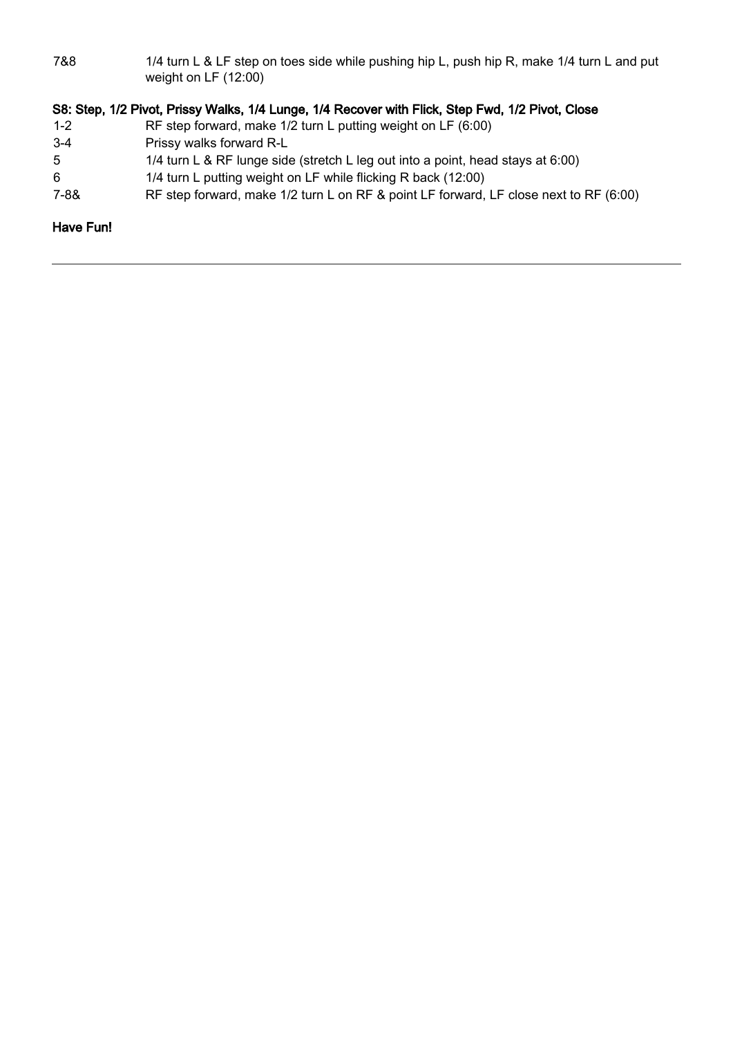7&8 1/4 turn L & LF step on toes side while pushing hip L, push hip R, make 1/4 turn L and put weight on LF (12:00)

**S8: Step, 1/2 Pivot, Prissy Walks, 1/4 Lunge, 1/4 Recover with Flick, Step Fwd, 1/2 Pivot, Close**

1-2 RF step forward, make 1/2 turn L putting weight on LF (6:00)
3-4 Prissy walks forward R-L
5 1/4 turn L & RF lunge side (stretch L leg out into a point, head stays at 6:00)
6 1/4 turn L putting weight on LF while flicking R back (12:00)
7-8& RF step forward, make 1/2 turn L on RF & point LF forward, LF close next to RF (6:00)

**Have Fun!**

---